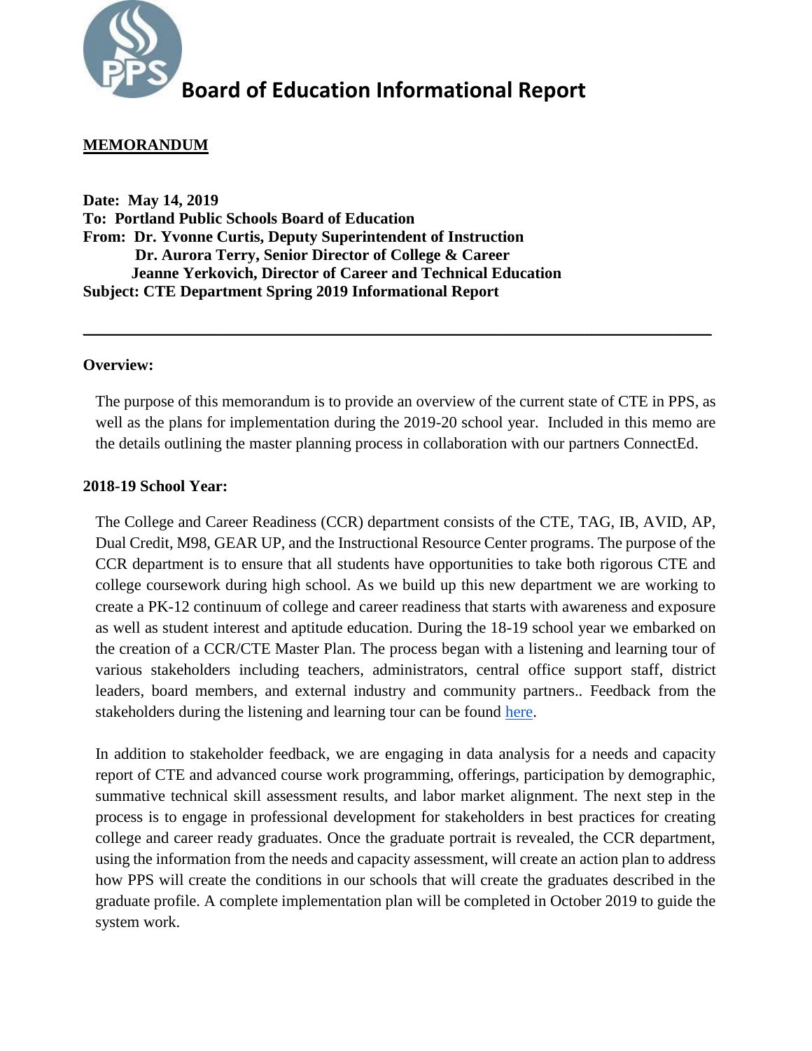# Board of Education Informational Report

**MEMORANDUM**

**Date: May 14, 2019**
**To: Portland Public Schools Board of Education**
**From: Dr. Yvonne Curtis, Deputy Superintendent of Instruction**
**Dr. Aurora Terry, Senior Director of College & Career**
**Jeanne Yerkovich, Director of Career and Technical Education**
**Subject: CTE Department Spring 2019 Informational Report**

---

**Overview:**

The purpose of this memorandum is to provide an overview of the current state of CTE in PPS, as well as the plans for implementation during the 2019-20 school year. Included in this memo are the details outlining the master planning process in collaboration with our partners ConnectEd.

**2018-19 School Year:**

The College and Career Readiness (CCR) department consists of the CTE, TAG, IB, AVID, AP, Dual Credit, M98, GEAR UP, and the Instructional Resource Center programs. The purpose of the CCR department is to ensure that all students have opportunities to take both rigorous CTE and college coursework during high school. As we build up this new department we are working to create a PK-12 continuum of college and career readiness that starts with awareness and exposure as well as student interest and aptitude education. During the 18-19 school year we embarked on the creation of a CCR/CTE Master Plan. The process began with a listening and learning tour of various stakeholders including teachers, administrators, central office support staff, district leaders, board members, and external industry and community partners.. Feedback from the stakeholders during the listening and learning tour can be found here.

In addition to stakeholder feedback, we are engaging in data analysis for a needs and capacity report of CTE and advanced course work programming, offerings, participation by demographic, summative technical skill assessment results, and labor market alignment. The next step in the process is to engage in professional development for stakeholders in best practices for creating college and career ready graduates. Once the graduate portrait is revealed, the CCR department, using the information from the needs and capacity assessment, will create an action plan to address how PPS will create the conditions in our schools that will create the graduates described in the graduate profile. A complete implementation plan will be completed in October 2019 to guide the system work.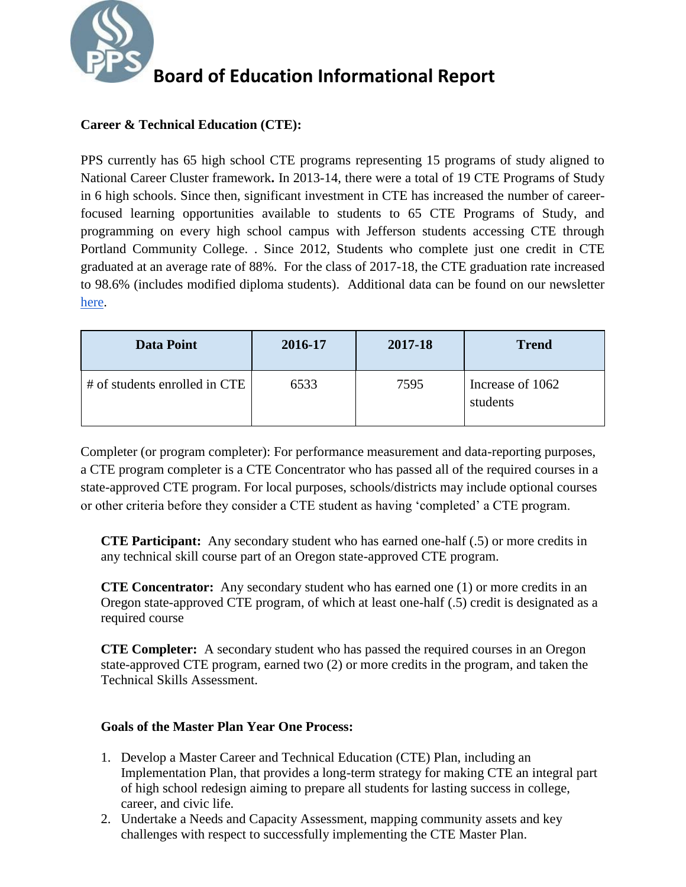# Board of Education Informational Report

**Career & Technical Education (CTE):**

PPS currently has 65 high school CTE programs representing 15 programs of study aligned to National Career Cluster framework**.** In 2013-14, there were a total of 19 CTE Programs of Study in 6 high schools. Since then, significant investment in CTE has increased the number of career-focused learning opportunities available to students to 65 CTE Programs of Study, and programming on every high school campus with Jefferson students accessing CTE through Portland Community College. . Since 2012, Students who complete just one credit in CTE graduated at an average rate of 88%. For the class of 2017-18, the CTE graduation rate increased to 98.6% (includes modified diploma students). Additional data can be found on our newsletter here.

| Data Point | 2016-17 | 2017-18 | Trend |
|---|---|---|---|
| # of students enrolled in CTE | 6533 | 7595 | Increase of 1062 students |

Completer (or program completer): For performance measurement and data-reporting purposes, a CTE program completer is a CTE Concentrator who has passed all of the required courses in a state-approved CTE program. For local purposes, schools/districts may include optional courses or other criteria before they consider a CTE student as having 'completed' a CTE program.

**CTE Participant:** Any secondary student who has earned one-half (.5) or more credits in any technical skill course part of an Oregon state-approved CTE program.

**CTE Concentrator:** Any secondary student who has earned one (1) or more credits in an Oregon state-approved CTE program, of which at least one-half (.5) credit is designated as a required course

**CTE Completer:** A secondary student who has passed the required courses in an Oregon state-approved CTE program, earned two (2) or more credits in the program, and taken the Technical Skills Assessment.

**Goals of the Master Plan Year One Process:**

1. Develop a Master Career and Technical Education (CTE) Plan, including an Implementation Plan, that provides a long-term strategy for making CTE an integral part of high school redesign aiming to prepare all students for lasting success in college, career, and civic life.
2. Undertake a Needs and Capacity Assessment, mapping community assets and key challenges with respect to successfully implementing the CTE Master Plan.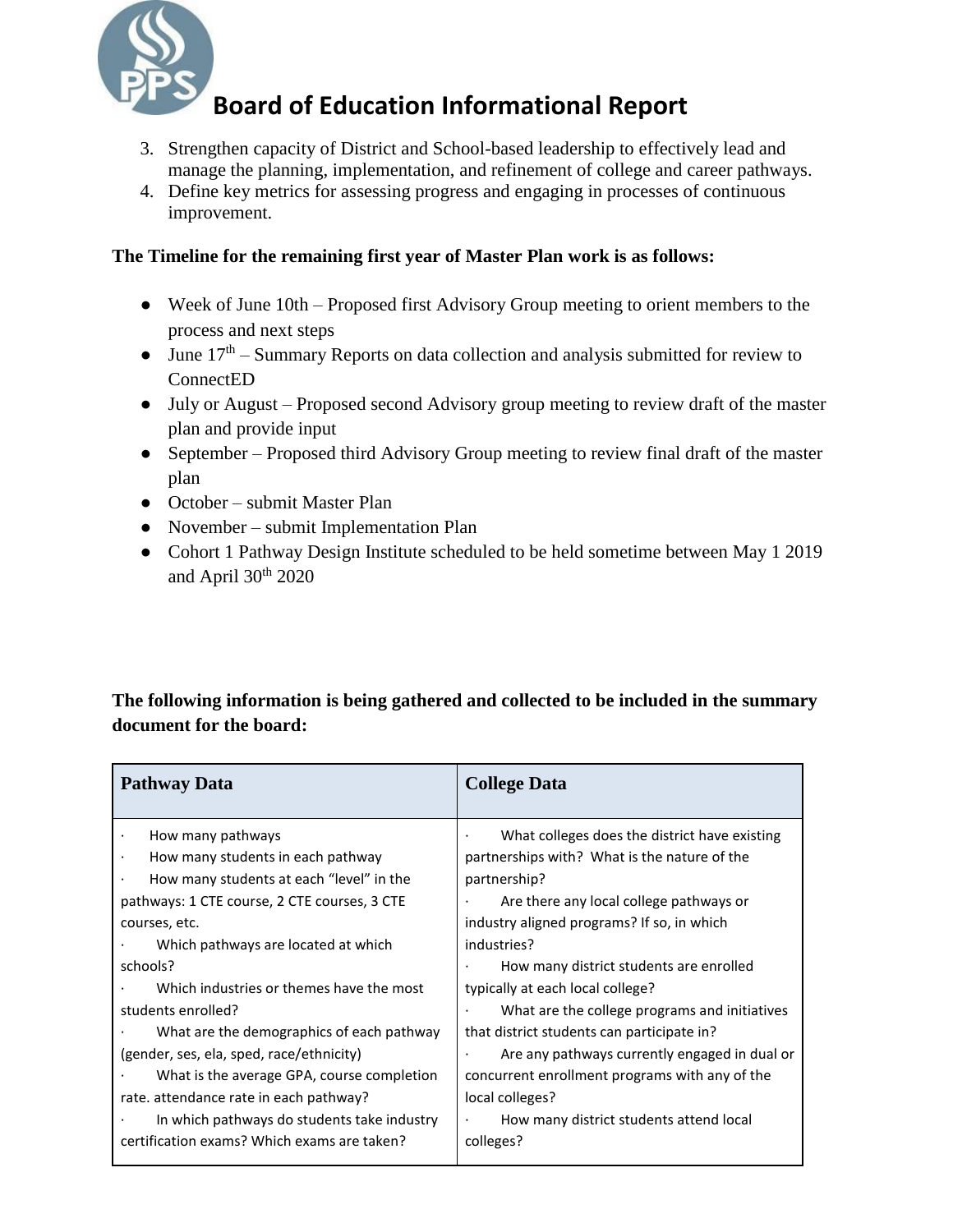# Board of Education Informational Report

3. Strengthen capacity of District and School-based leadership to effectively lead and manage the planning, implementation, and refinement of college and career pathways.
4. Define key metrics for assessing progress and engaging in processes of continuous improvement.

**The Timeline for the remaining first year of Master Plan work is as follows:**

- Week of June 10th – Proposed first Advisory Group meeting to orient members to the process and next steps
- June 17th – Summary Reports on data collection and analysis submitted for review to ConnectED
- July or August – Proposed second Advisory group meeting to review draft of the master plan and provide input
- September – Proposed third Advisory Group meeting to review final draft of the master plan
- October – submit Master Plan
- November – submit Implementation Plan
- Cohort 1 Pathway Design Institute scheduled to be held sometime between May 1 2019 and April 30th 2020

**The following information is being gathered and collected to be included in the summary document for the board:**

| Pathway Data | College Data |
|---|---|
| · How many pathways<br>· How many students in each pathway<br>· How many students at each "level" in the pathways: 1 CTE course, 2 CTE courses, 3 CTE courses, etc.<br>· Which pathways are located at which schools?<br>· Which industries or themes have the most students enrolled?<br>· What are the demographics of each pathway (gender, ses, ela, sped, race/ethnicity)<br>· What is the average GPA, course completion rate. attendance rate in each pathway?<br>· In which pathways do students take industry certification exams? Which exams are taken? | · What colleges does the district have existing partnerships with? What is the nature of the partnership?<br>· Are there any local college pathways or industry aligned programs? If so, in which industries?<br>· How many district students are enrolled typically at each local college?<br>· What are the college programs and initiatives that district students can participate in?<br>· Are any pathways currently engaged in dual or concurrent enrollment programs with any of the local colleges?<br>· How many district students attend local colleges? |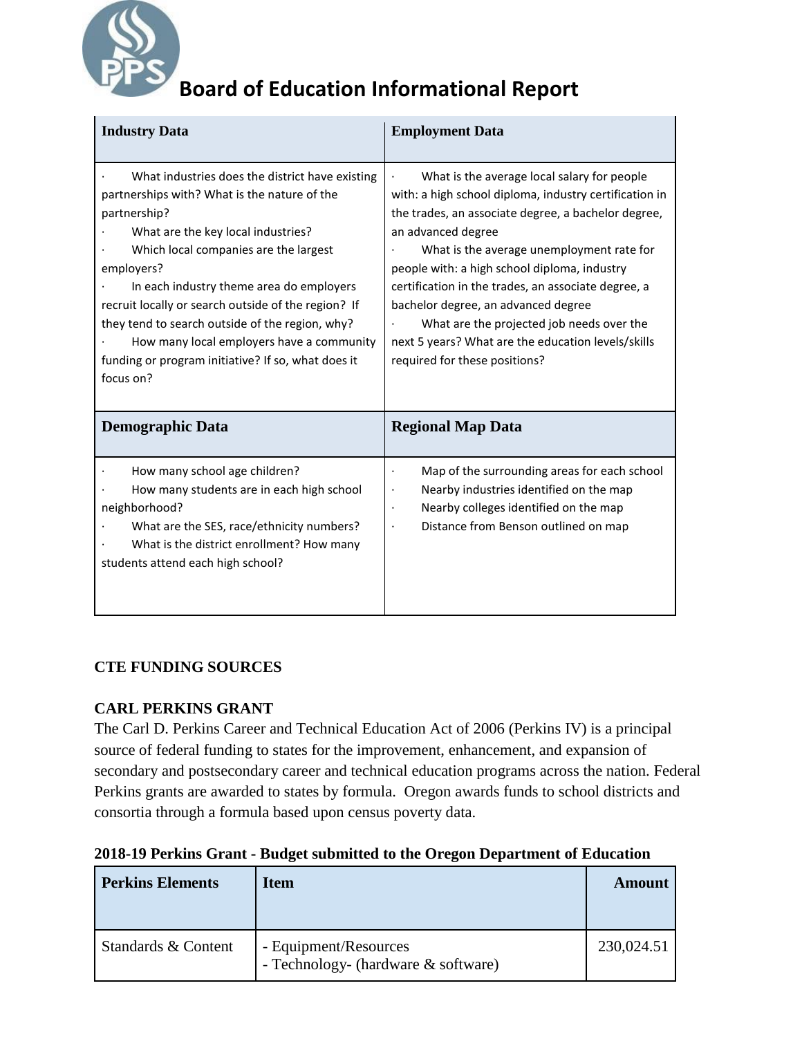# Board of Education Informational Report

| Industry Data | Employment Data |
|---|---|
| · What industries does the district have existing partnerships with? What is the nature of the partnership?<br>· What are the key local industries?<br>· Which local companies are the largest employers?<br>· In each industry theme area do employers recruit locally or search outside of the region? If they tend to search outside of the region, why?<br>· How many local employers have a community funding or program initiative? If so, what does it focus on? | · What is the average local salary for people with: a high school diploma, industry certification in the trades, an associate degree, a bachelor degree, an advanced degree<br>· What is the average unemployment rate for people with: a high school diploma, industry certification in the trades, an associate degree, a bachelor degree, an advanced degree<br>· What are the projected job needs over the next 5 years? What are the education levels/skills required for these positions? |
| **Demographic Data** | **Regional Map Data** |
| · How many school age children?<br>· How many students are in each high school neighborhood?<br>· What are the SES, race/ethnicity numbers?<br>· What is the district enrollment? How many students attend each high school? | · Map of the surrounding areas for each school<br>· Nearby industries identified on the map<br>· Nearby colleges identified on the map<br>· Distance from Benson outlined on map |

## CTE FUNDING SOURCES

### CARL PERKINS GRANT

The Carl D. Perkins Career and Technical Education Act of 2006 (Perkins IV) is a principal source of federal funding to states for the improvement, enhancement, and expansion of secondary and postsecondary career and technical education programs across the nation. Federal Perkins grants are awarded to states by formula. Oregon awards funds to school districts and consortia through a formula based upon census poverty data.

**2018-19 Perkins Grant - Budget submitted to the Oregon Department of Education**

| Perkins Elements | Item | Amount |
|---|---|---:|
| Standards & Content | - Equipment/Resources<br>- Technology- (hardware & software) | 230,024.51 |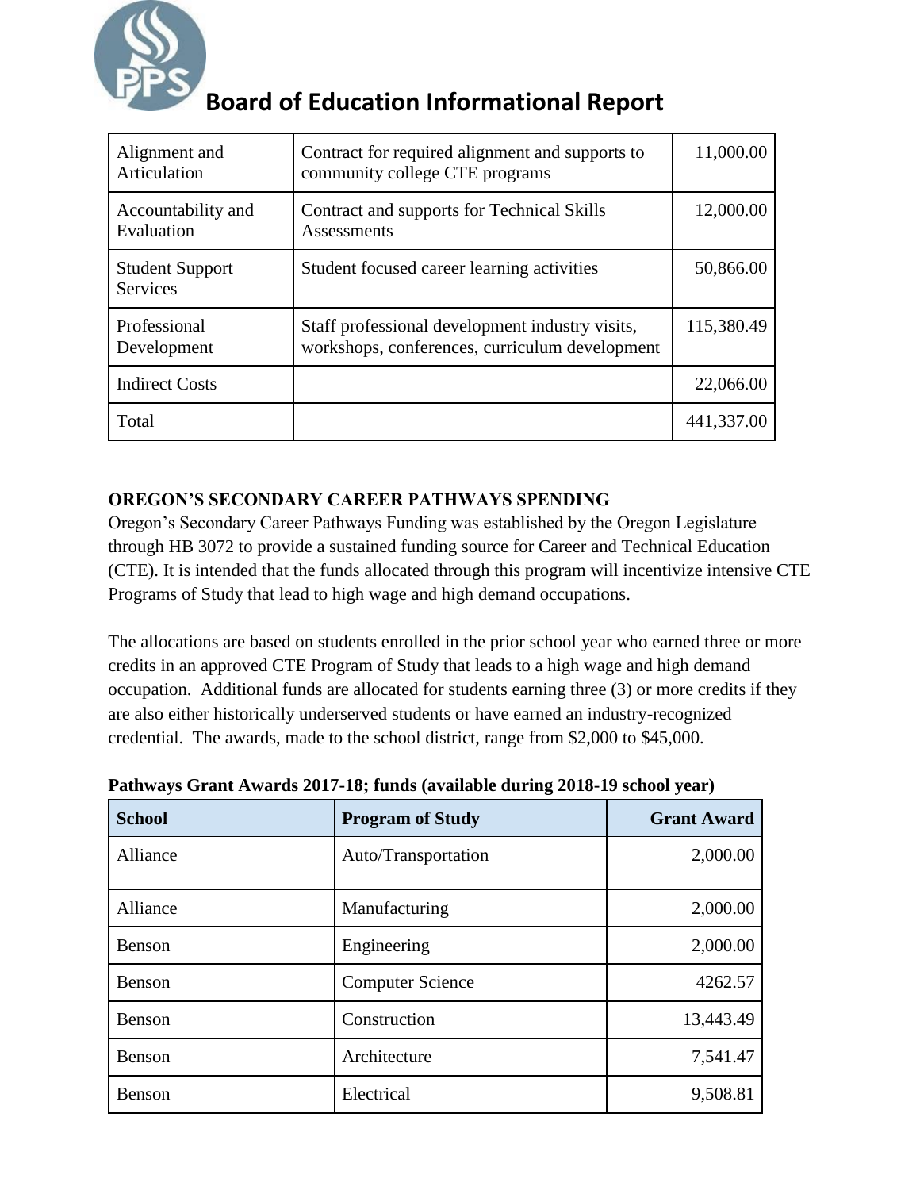# Board of Education Informational Report

| | | |
|---|---|---|
| Alignment and Articulation | Contract for required alignment and supports to community college CTE programs | 11,000.00 |
| Accountability and Evaluation | Contract and supports for Technical Skills Assessments | 12,000.00 |
| Student Support Services | Student focused career learning activities | 50,866.00 |
| Professional Development | Staff professional development industry visits, workshops, conferences, curriculum development | 115,380.49 |
| Indirect Costs | | 22,066.00 |
| Total | | 441,337.00 |

**OREGON'S SECONDARY CAREER PATHWAYS SPENDING**

Oregon's Secondary Career Pathways Funding was established by the Oregon Legislature through HB 3072 to provide a sustained funding source for Career and Technical Education (CTE). It is intended that the funds allocated through this program will incentivize intensive CTE Programs of Study that lead to high wage and high demand occupations.

The allocations are based on students enrolled in the prior school year who earned three or more credits in an approved CTE Program of Study that leads to a high wage and high demand occupation. Additional funds are allocated for students earning three (3) or more credits if they are also either historically underserved students or have earned an industry-recognized credential. The awards, made to the school district, range from $2,000 to $45,000.

**Pathways Grant Awards 2017-18; funds (available during 2018-19 school year)**

| School | Program of Study | Grant Award |
|---|---|---:|
| Alliance | Auto/Transportation | 2,000.00 |
| Alliance | Manufacturing | 2,000.00 |
| Benson | Engineering | 2,000.00 |
| Benson | Computer Science | 4262.57 |
| Benson | Construction | 13,443.49 |
| Benson | Architecture | 7,541.47 |
| Benson | Electrical | 9,508.81 |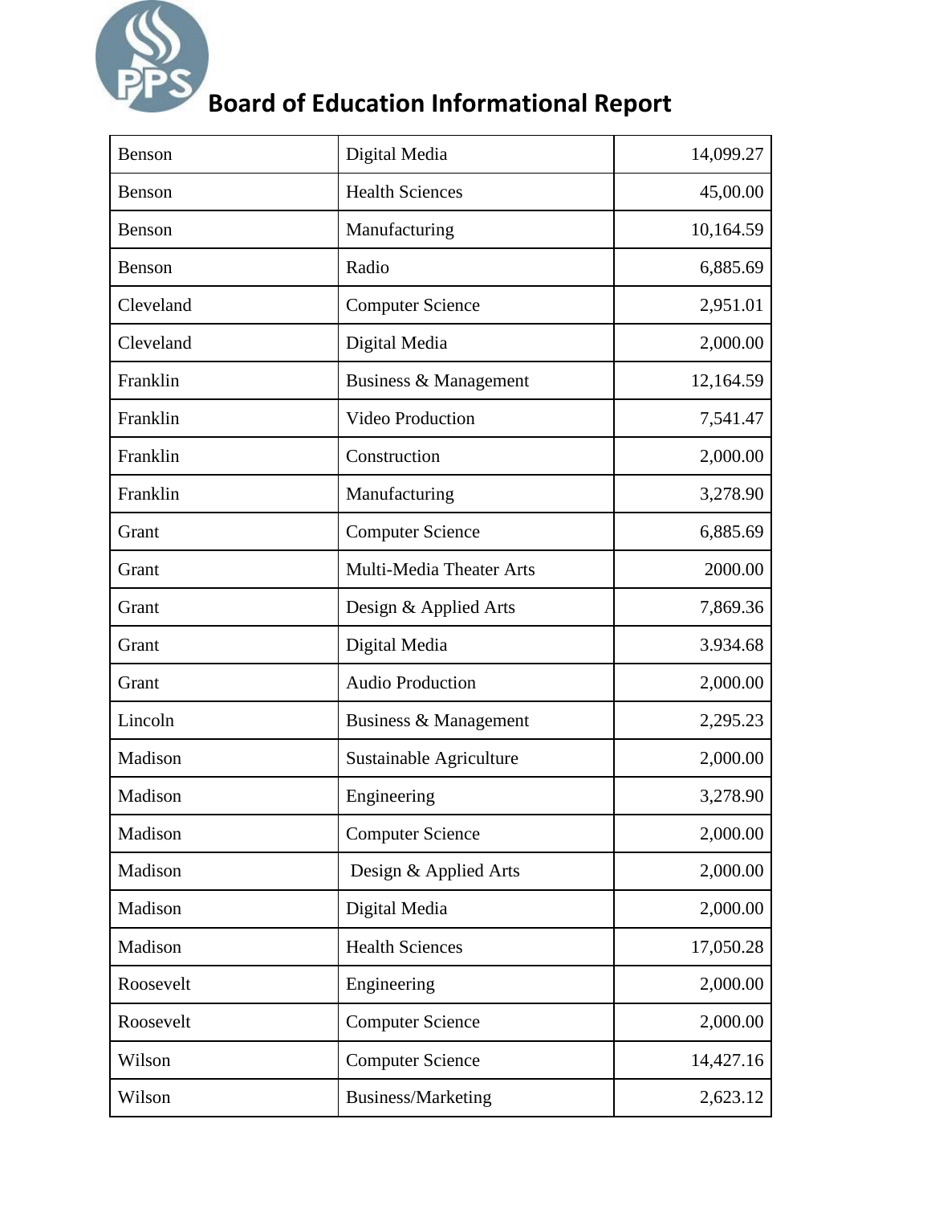| Benson | Digital Media | 14,099.27 |
|---|---|---:|
| Benson | Health Sciences | 45,00.00 |
| Benson | Manufacturing | 10,164.59 |
| Benson | Radio | 6,885.69 |
| Cleveland | Computer Science | 2,951.01 |
| Cleveland | Digital Media | 2,000.00 |
| Franklin | Business & Management | 12,164.59 |
| Franklin | Video Production | 7,541.47 |
| Franklin | Construction | 2,000.00 |
| Franklin | Manufacturing | 3,278.90 |
| Grant | Computer Science | 6,885.69 |
| Grant | Multi-Media Theater Arts | 2000.00 |
| Grant | Design & Applied Arts | 7,869.36 |
| Grant | Digital Media | 3.934.68 |
| Grant | Audio Production | 2,000.00 |
| Lincoln | Business & Management | 2,295.23 |
| Madison | Sustainable Agriculture | 2,000.00 |
| Madison | Engineering | 3,278.90 |
| Madison | Computer Science | 2,000.00 |
| Madison | Design & Applied Arts | 2,000.00 |
| Madison | Digital Media | 2,000.00 |
| Madison | Health Sciences | 17,050.28 |
| Roosevelt | Engineering | 2,000.00 |
| Roosevelt | Computer Science | 2,000.00 |
| Wilson | Computer Science | 14,427.16 |
| Wilson | Business/Marketing | 2,623.12 |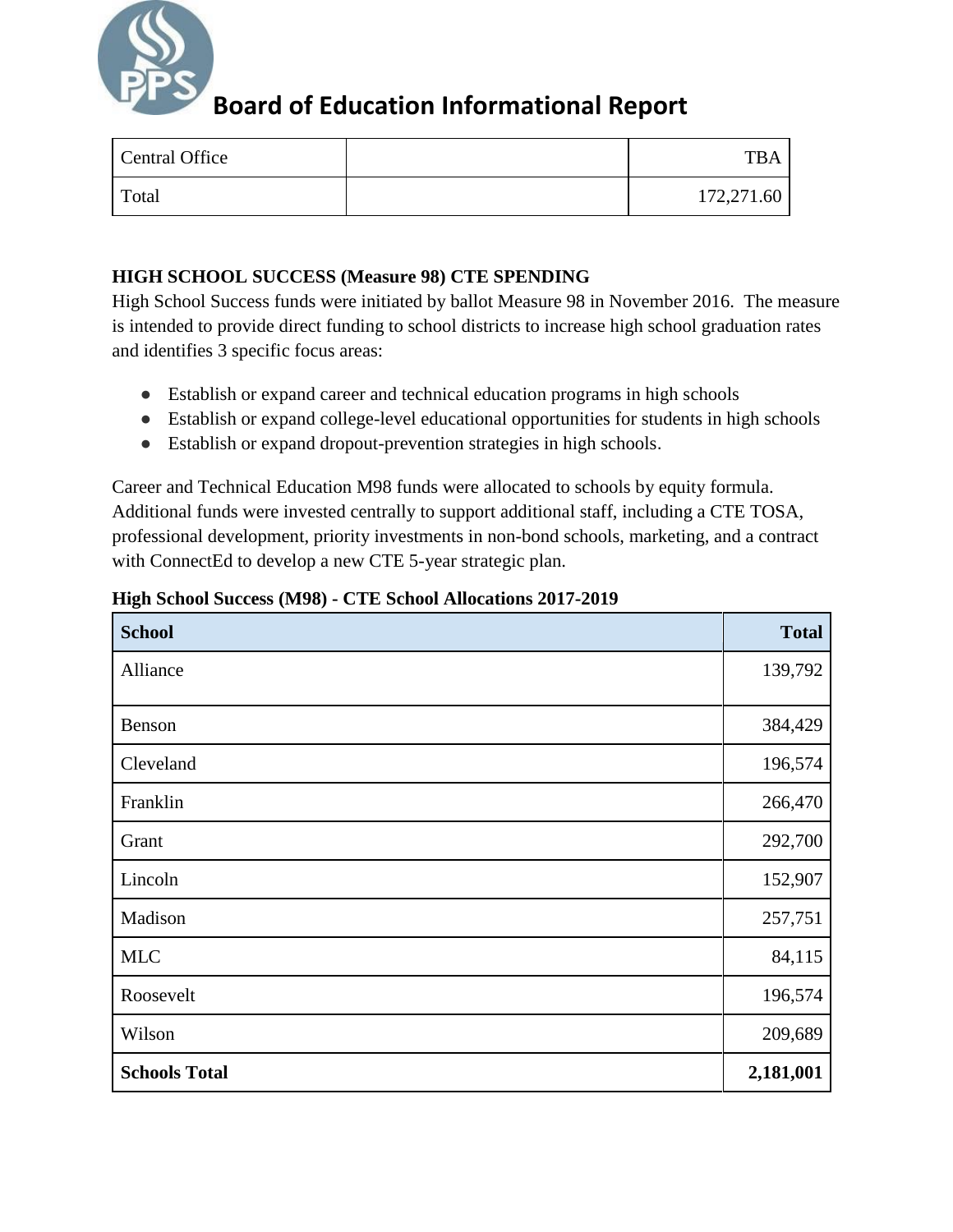# Board of Education Informational Report

| | | |
|---|---|---|
| Central Office | | TBA |
| Total | | 172,271.60 |

**HIGH SCHOOL SUCCESS (Measure 98) CTE SPENDING**

High School Success funds were initiated by ballot Measure 98 in November 2016. The measure is intended to provide direct funding to school districts to increase high school graduation rates and identifies 3 specific focus areas:

- Establish or expand career and technical education programs in high schools
- Establish or expand college-level educational opportunities for students in high schools
- Establish or expand dropout-prevention strategies in high schools.

Career and Technical Education M98 funds were allocated to schools by equity formula. Additional funds were invested centrally to support additional staff, including a CTE TOSA, professional development, priority investments in non-bond schools, marketing, and a contract with ConnectEd to develop a new CTE 5-year strategic plan.

**High School Success (M98) - CTE School Allocations 2017-2019**

| School | Total |
|---|---:|
| Alliance | 139,792 |
| Benson | 384,429 |
| Cleveland | 196,574 |
| Franklin | 266,470 |
| Grant | 292,700 |
| Lincoln | 152,907 |
| Madison | 257,751 |
| MLC | 84,115 |
| Roosevelt | 196,574 |
| Wilson | 209,689 |
| **Schools Total** | **2,181,001** |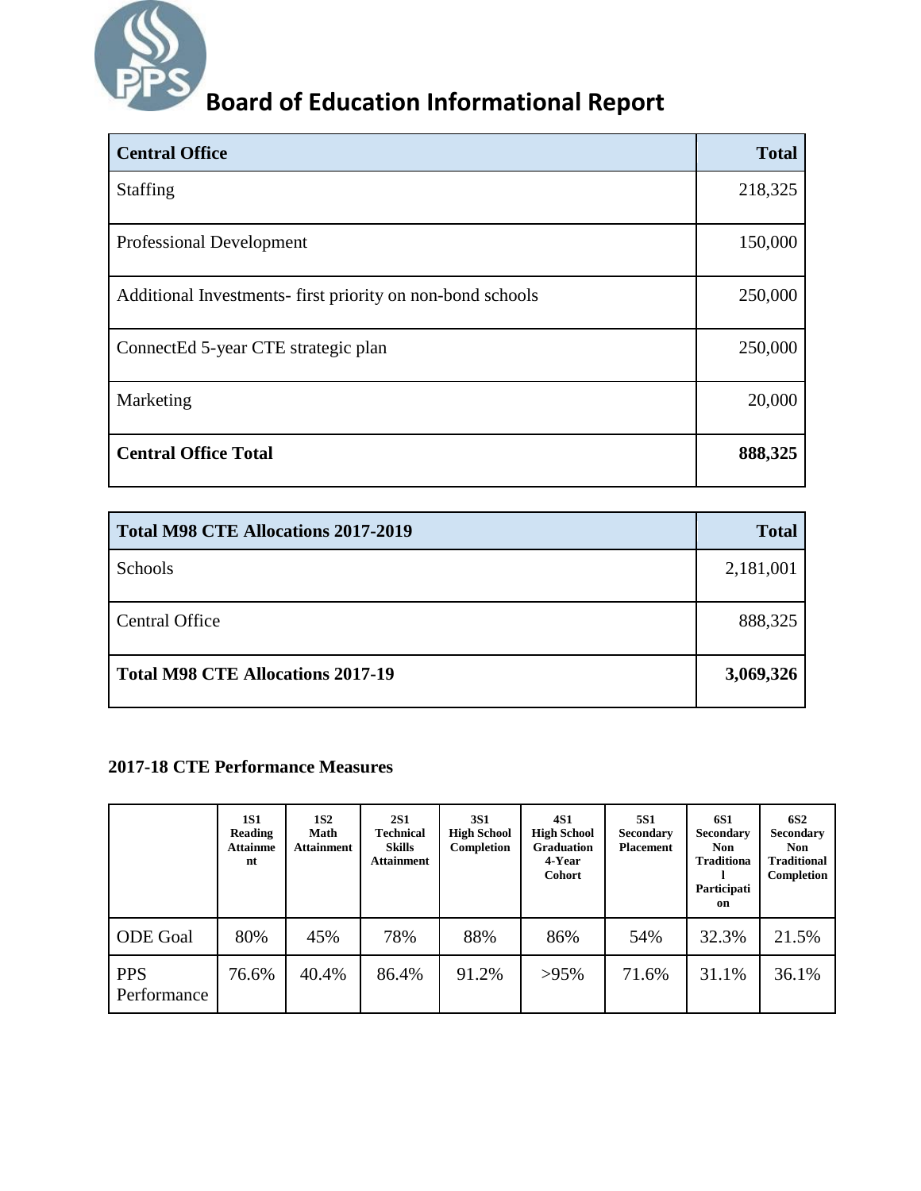# Board of Education Informational Report

| Central Office | Total |
|---|---|
| Staffing | 218,325 |
| Professional Development | 150,000 |
| Additional Investments- first priority on non-bond schools | 250,000 |
| ConnectEd 5-year CTE strategic plan | 250,000 |
| Marketing | 20,000 |
| **Central Office Total** | **888,325** |

| Total M98 CTE Allocations 2017-2019 | Total |
|---|---|
| Schools | 2,181,001 |
| Central Office | 888,325 |
| **Total M98 CTE Allocations 2017-19** | **3,069,326** |

**2017-18 CTE Performance Measures**

| | 1S1 Reading Attainment | 1S2 Math Attainment | 2S1 Technical Skills Attainment | 3S1 High School Completion | 4S1 High School Graduation 4-Year Cohort | 5S1 Secondary Placement | 6S1 Secondary Non Traditional Participation | 6S2 Secondary Non Traditional Completion |
|---|---|---|---|---|---|---|---|---|
| ODE Goal | 80% | 45% | 78% | 88% | 86% | 54% | 32.3% | 21.5% |
| PPS Performance | 76.6% | 40.4% | 86.4% | 91.2% | >95% | 71.6% | 31.1% | 36.1% |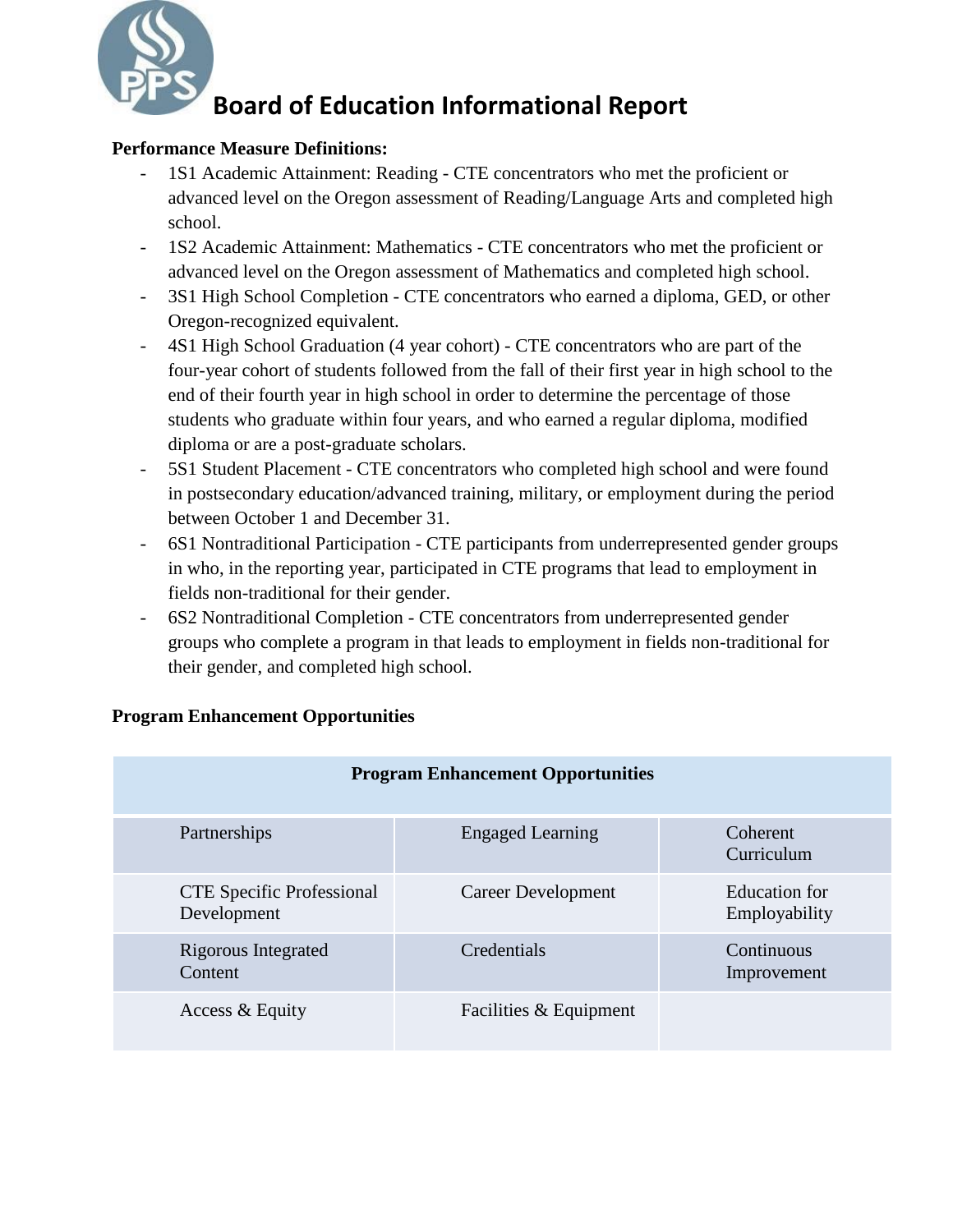# Board of Education Informational Report

**Performance Measure Definitions:**

- 1S1 Academic Attainment: Reading - CTE concentrators who met the proficient or advanced level on the Oregon assessment of Reading/Language Arts and completed high school.
- 1S2 Academic Attainment: Mathematics - CTE concentrators who met the proficient or advanced level on the Oregon assessment of Mathematics and completed high school.
- 3S1 High School Completion - CTE concentrators who earned a diploma, GED, or other Oregon-recognized equivalent.
- 4S1 High School Graduation (4 year cohort) - CTE concentrators who are part of the four-year cohort of students followed from the fall of their first year in high school to the end of their fourth year in high school in order to determine the percentage of those students who graduate within four years, and who earned a regular diploma, modified diploma or are a post-graduate scholars.
- 5S1 Student Placement - CTE concentrators who completed high school and were found in postsecondary education/advanced training, military, or employment during the period between October 1 and December 31.
- 6S1 Nontraditional Participation - CTE participants from underrepresented gender groups in who, in the reporting year, participated in CTE programs that lead to employment in fields non-traditional for their gender.
- 6S2 Nontraditional Completion - CTE concentrators from underrepresented gender groups who complete a program in that leads to employment in fields non-traditional for their gender, and completed high school.

**Program Enhancement Opportunities**

| Program Enhancement Opportunities | | |
|---|---|---|
| Partnerships | Engaged Learning | Coherent Curriculum |
| CTE Specific Professional Development | Career Development | Education for Employability |
| Rigorous Integrated Content | Credentials | Continuous Improvement |
| Access & Equity | Facilities & Equipment | |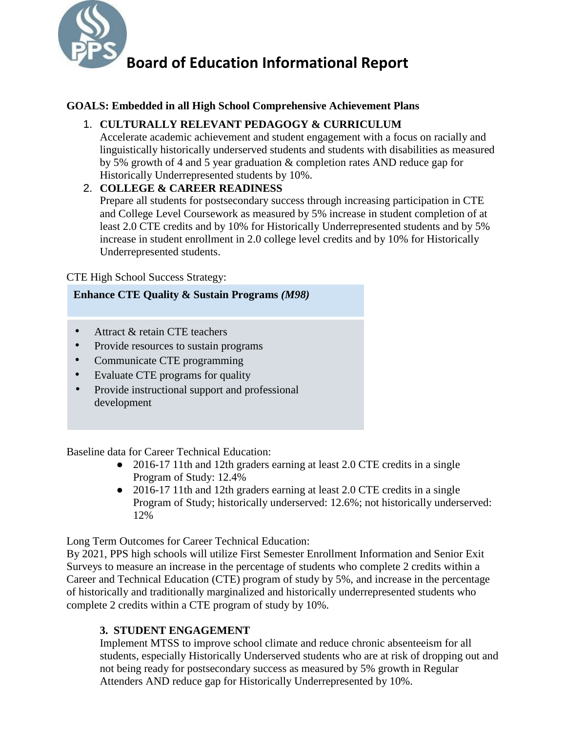# Board of Education Informational Report

**GOALS: Embedded in all High School Comprehensive Achievement Plans**

1. **CULTURALLY RELEVANT PEDAGOGY & CURRICULUM**
   Accelerate academic achievement and student engagement with a focus on racially and linguistically historically underserved students and students with disabilities as measured by 5% growth of 4 and 5 year graduation & completion rates AND reduce gap for Historically Underrepresented students by 10%.
2. **COLLEGE & CAREER READINESS**
   Prepare all students for postsecondary success through increasing participation in CTE and College Level Coursework as measured by 5% increase in student completion of at least 2.0 CTE credits and by 10% for Historically Underrepresented students and by 5% increase in student enrollment in 2.0 college level credits and by 10% for Historically Underrepresented students.

CTE High School Success Strategy:

**Enhance CTE Quality & Sustain Programs *(M98)***

- Attract & retain CTE teachers
- Provide resources to sustain programs
- Communicate CTE programming
- Evaluate CTE programs for quality
- Provide instructional support and professional development

Baseline data for Career Technical Education:

- 2016-17 11th and 12th graders earning at least 2.0 CTE credits in a single Program of Study: 12.4%
- 2016-17 11th and 12th graders earning at least 2.0 CTE credits in a single Program of Study; historically underserved: 12.6%; not historically underserved: 12%

Long Term Outcomes for Career Technical Education:
By 2021, PPS high schools will utilize First Semester Enrollment Information and Senior Exit Surveys to measure an increase in the percentage of students who complete 2 credits within a Career and Technical Education (CTE) program of study by 5%, and increase in the percentage of historically and traditionally marginalized and historically underrepresented students who complete 2 credits within a CTE program of study by 10%.

3. **STUDENT ENGAGEMENT**
   Implement MTSS to improve school climate and reduce chronic absenteeism for all students, especially Historically Underserved students who are at risk of dropping out and not being ready for postsecondary success as measured by 5% growth in Regular Attenders AND reduce gap for Historically Underrepresented by 10%.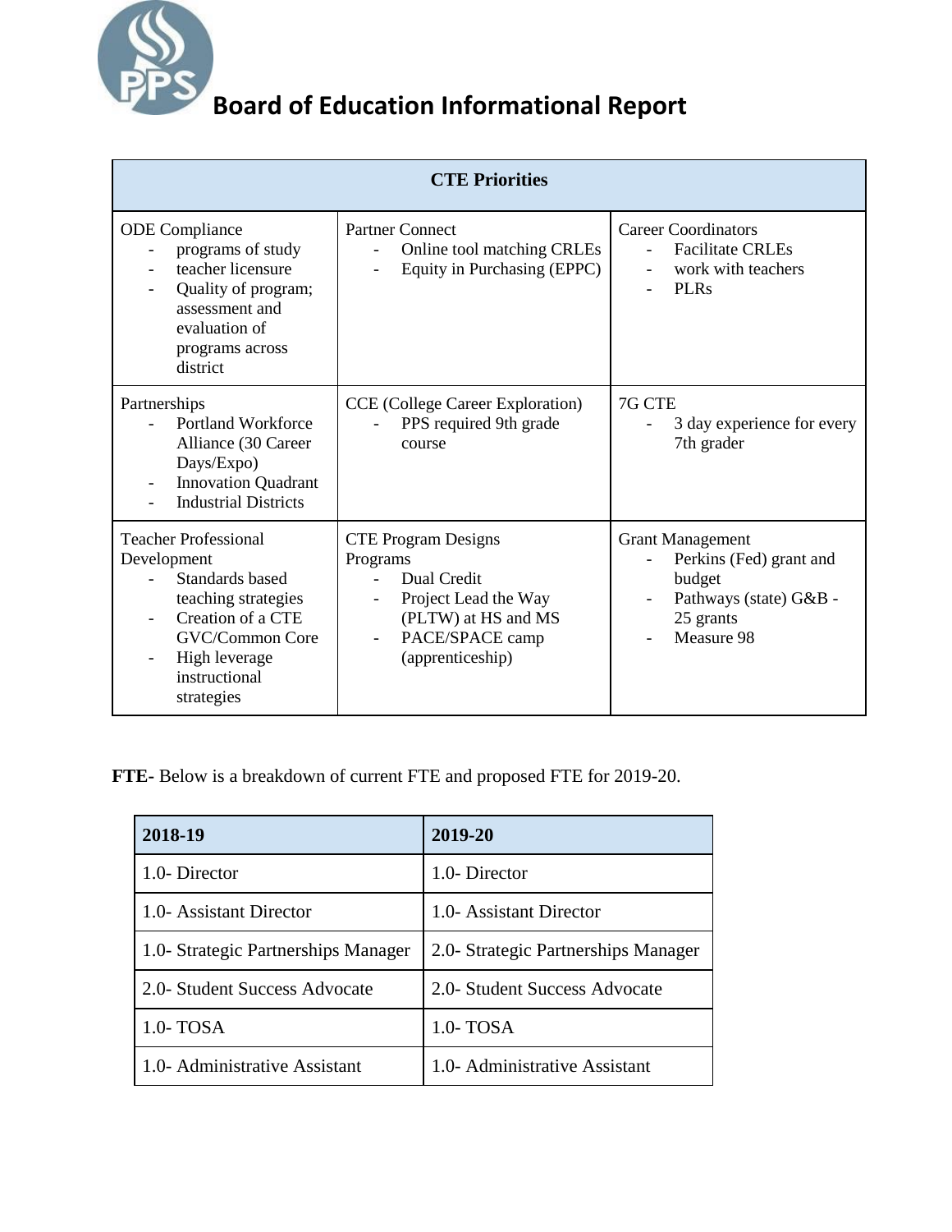# Board of Education Informational Report

| CTE Priorities | | |
|---|---|---|
| ODE Compliance<br>- programs of study<br>- teacher licensure<br>- Quality of program; assessment and evaluation of programs across district | Partner Connect<br>- Online tool matching CRLEs<br>- Equity in Purchasing (EPPC) | Career Coordinators<br>- Facilitate CRLEs<br>- work with teachers<br>- PLRs |
| Partnerships<br>- Portland Workforce Alliance (30 Career Days/Expo)<br>- Innovation Quadrant<br>- Industrial Districts | CCE (College Career Exploration)<br>- PPS required 9th grade course | 7G CTE<br>- 3 day experience for every 7th grader |
| Teacher Professional Development<br>- Standards based teaching strategies<br>- Creation of a CTE GVC/Common Core<br>- High leverage instructional strategies | CTE Program Designs Programs<br>- Dual Credit<br>- Project Lead the Way (PLTW) at HS and MS<br>- PACE/SPACE camp (apprenticeship) | Grant Management<br>- Perkins (Fed) grant and budget<br>- Pathways (state) G&B - 25 grants<br>- Measure 98 |

**FTE-** Below is a breakdown of current FTE and proposed FTE for 2019-20.

| 2018-19 | 2019-20 |
|---|---|
| 1.0- Director | 1.0- Director |
| 1.0- Assistant Director | 1.0- Assistant Director |
| 1.0- Strategic Partnerships Manager | 2.0- Strategic Partnerships Manager |
| 2.0- Student Success Advocate | 2.0- Student Success Advocate |
| 1.0- TOSA | 1.0- TOSA |
| 1.0- Administrative Assistant | 1.0- Administrative Assistant |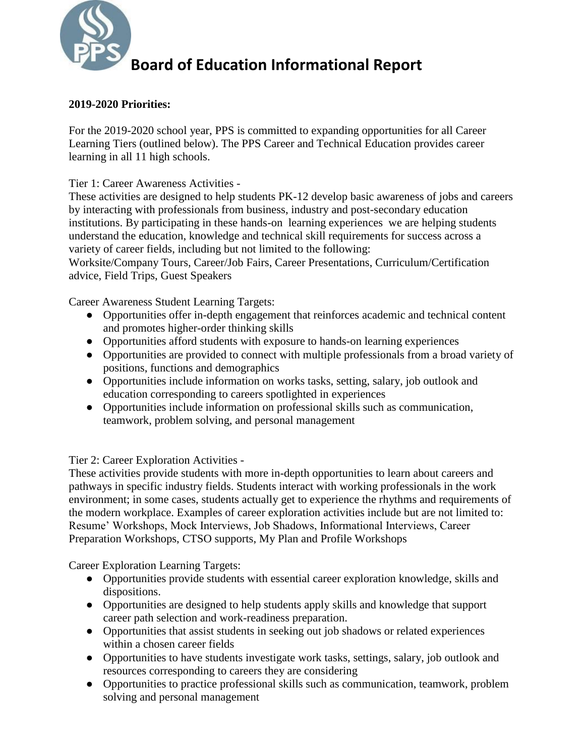# Board of Education Informational Report

**2019-2020 Priorities:**

For the 2019-2020 school year, PPS is committed to expanding opportunities for all Career Learning Tiers (outlined below). The PPS Career and Technical Education provides career learning in all 11 high schools.

Tier 1: Career Awareness Activities -
These activities are designed to help students PK-12 develop basic awareness of jobs and careers by interacting with professionals from business, industry and post-secondary education institutions. By participating in these hands-on learning experiences we are helping students understand the education, knowledge and technical skill requirements for success across a variety of career fields, including but not limited to the following:
Worksite/Company Tours, Career/Job Fairs, Career Presentations, Curriculum/Certification advice, Field Trips, Guest Speakers

Career Awareness Student Learning Targets:

- Opportunities offer in-depth engagement that reinforces academic and technical content and promotes higher-order thinking skills
- Opportunities afford students with exposure to hands-on learning experiences
- Opportunities are provided to connect with multiple professionals from a broad variety of positions, functions and demographics
- Opportunities include information on works tasks, setting, salary, job outlook and education corresponding to careers spotlighted in experiences
- Opportunities include information on professional skills such as communication, teamwork, problem solving, and personal management

Tier 2: Career Exploration Activities -
These activities provide students with more in-depth opportunities to learn about careers and pathways in specific industry fields. Students interact with working professionals in the work environment; in some cases, students actually get to experience the rhythms and requirements of the modern workplace. Examples of career exploration activities include but are not limited to: Resume' Workshops, Mock Interviews, Job Shadows, Informational Interviews, Career Preparation Workshops, CTSO supports, My Plan and Profile Workshops

Career Exploration Learning Targets:

- Opportunities provide students with essential career exploration knowledge, skills and dispositions.
- Opportunities are designed to help students apply skills and knowledge that support career path selection and work-readiness preparation.
- Opportunities that assist students in seeking out job shadows or related experiences within a chosen career fields
- Opportunities to have students investigate work tasks, settings, salary, job outlook and resources corresponding to careers they are considering
- Opportunities to practice professional skills such as communication, teamwork, problem solving and personal management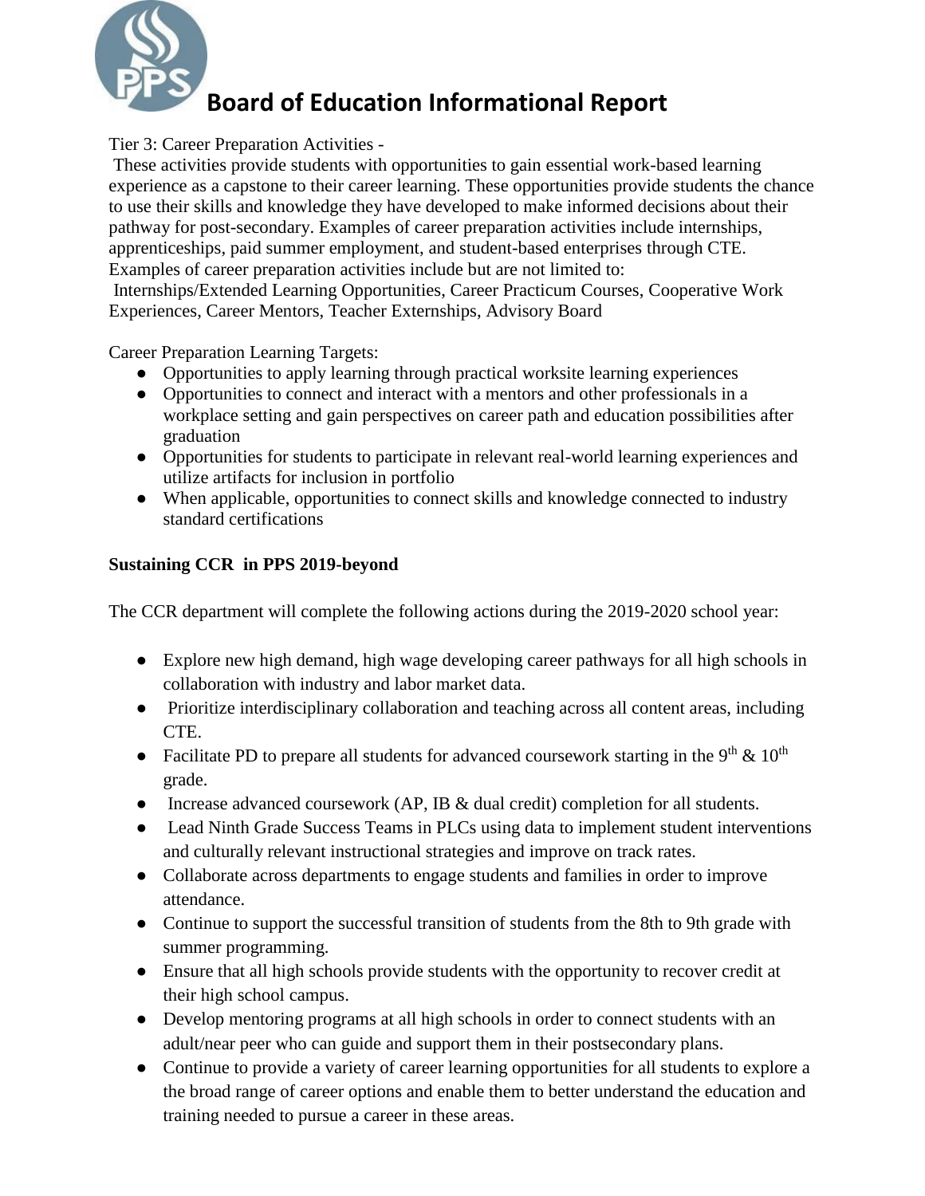# Board of Education Informational Report

Tier 3: Career Preparation Activities -

These activities provide students with opportunities to gain essential work-based learning experience as a capstone to their career learning. These opportunities provide students the chance to use their skills and knowledge they have developed to make informed decisions about their pathway for post-secondary. Examples of career preparation activities include internships, apprenticeships, paid summer employment, and student-based enterprises through CTE. Examples of career preparation activities include but are not limited to:

Internships/Extended Learning Opportunities, Career Practicum Courses, Cooperative Work Experiences, Career Mentors, Teacher Externships, Advisory Board

Career Preparation Learning Targets:

- Opportunities to apply learning through practical worksite learning experiences
- Opportunities to connect and interact with a mentors and other professionals in a workplace setting and gain perspectives on career path and education possibilities after graduation
- Opportunities for students to participate in relevant real-world learning experiences and utilize artifacts for inclusion in portfolio
- When applicable, opportunities to connect skills and knowledge connected to industry standard certifications

**Sustaining CCR in PPS 2019-beyond**

The CCR department will complete the following actions during the 2019-2020 school year:

- Explore new high demand, high wage developing career pathways for all high schools in collaboration with industry and labor market data.
- Prioritize interdisciplinary collaboration and teaching across all content areas, including CTE.
- Facilitate PD to prepare all students for advanced coursework starting in the 9th & 10th grade.
- Increase advanced coursework (AP, IB & dual credit) completion for all students.
- Lead Ninth Grade Success Teams in PLCs using data to implement student interventions and culturally relevant instructional strategies and improve on track rates.
- Collaborate across departments to engage students and families in order to improve attendance.
- Continue to support the successful transition of students from the 8th to 9th grade with summer programming.
- Ensure that all high schools provide students with the opportunity to recover credit at their high school campus.
- Develop mentoring programs at all high schools in order to connect students with an adult/near peer who can guide and support them in their postsecondary plans.
- Continue to provide a variety of career learning opportunities for all students to explore a the broad range of career options and enable them to better understand the education and training needed to pursue a career in these areas.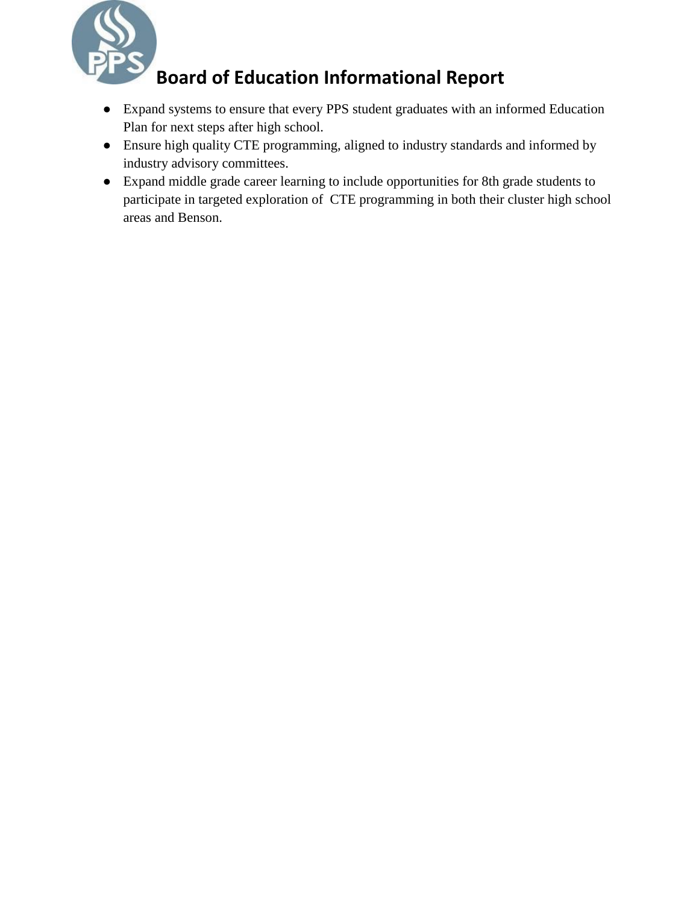- Expand systems to ensure that every PPS student graduates with an informed Education Plan for next steps after high school.
- Ensure high quality CTE programming, aligned to industry standards and informed by industry advisory committees.
- Expand middle grade career learning to include opportunities for 8th grade students to participate in targeted exploration of CTE programming in both their cluster high school areas and Benson.